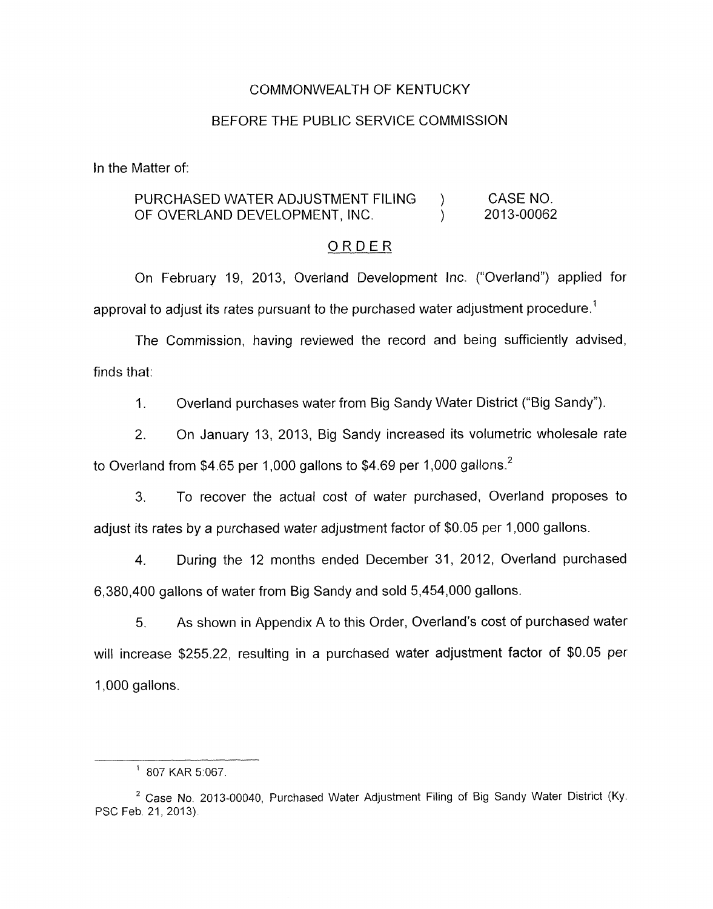COMMONWEALTH OF KENTUCKY

BEFORE THE PUBLIC SERVICE COMMISSION

In the Matter of:

| | | |
|---|---|---|
| PURCHASED WATER ADJUSTMENT FILING OF OVERLAND DEVELOPMENT, INC. | ) ) | CASE NO. 2013-00062 |

## ORDER

On February 19, 2013, Overland Development Inc. ("Overland") applied for approval to adjust its rates pursuant to the purchased water adjustment procedure.[1]

The Commission, having reviewed the record and being sufficiently advised, finds that:

1. Overland purchases water from Big Sandy Water District ("Big Sandy").

2. On January 13, 2013, Big Sandy increased its volumetric wholesale rate to Overland from $4.65 per 1,000 gallons to $4.69 per 1,000 gallons.[2]

3. To recover the actual cost of water purchased, Overland proposes to adjust its rates by a purchased water adjustment factor of $0.05 per 1,000 gallons.

4. During the 12 months ended December 31, 2012, Overland purchased 6,380,400 gallons of water from Big Sandy and sold 5,454,000 gallons.

5. As shown in Appendix A to this Order, Overland's cost of purchased water will increase $255.22, resulting in a purchased water adjustment factor of $0.05 per 1,000 gallons.

---

[1] 807 KAR 5:067.

[2] Case No. 2013-00040, Purchased Water Adjustment Filing of Big Sandy Water District (Ky. PSC Feb. 21, 2013).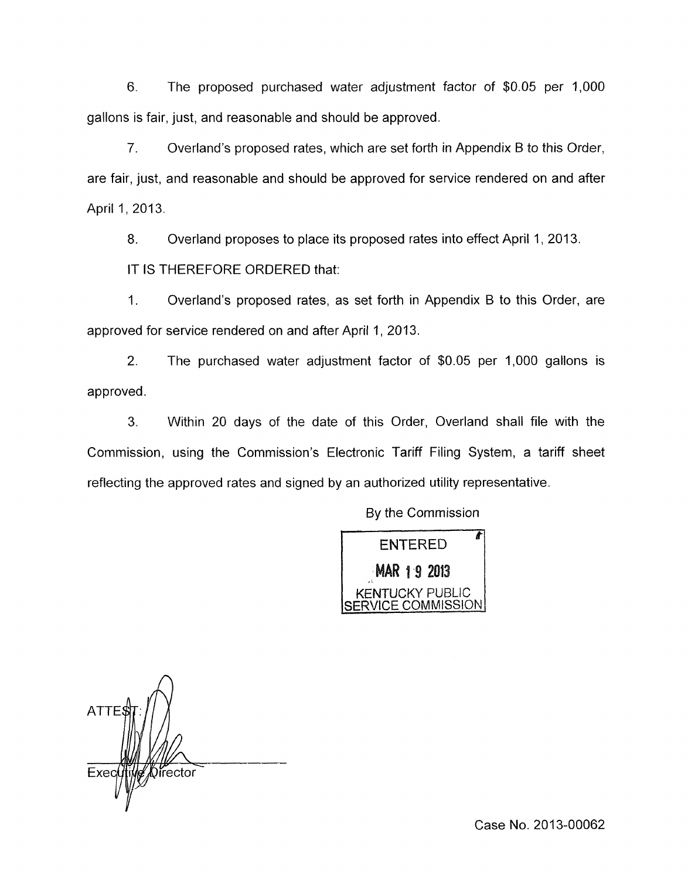6. The proposed purchased water adjustment factor of $0.05 per 1,000 gallons is fair, just, and reasonable and should be approved.

7. Overland's proposed rates, which are set forth in Appendix B to this Order, are fair, just, and reasonable and should be approved for service rendered on and after April 1, 2013.

8. Overland proposes to place its proposed rates into effect April 1, 2013.

IT IS THEREFORE ORDERED that:

1. Overland's proposed rates, as set forth in Appendix B to this Order, are approved for service rendered on and after April 1, 2013.

2. The purchased water adjustment factor of $0.05 per 1,000 gallons is approved.

3. Within 20 days of the date of this Order, Overland shall file with the Commission, using the Commission's Electronic Tariff Filing System, a tariff sheet reflecting the approved rates and signed by an authorized utility representative.

By the Commission

ENTERED
MAR 19 2013
KENTUCKY PUBLIC SERVICE COMMISSION

ATTEST:

Executive Director

Case No. 2013-00062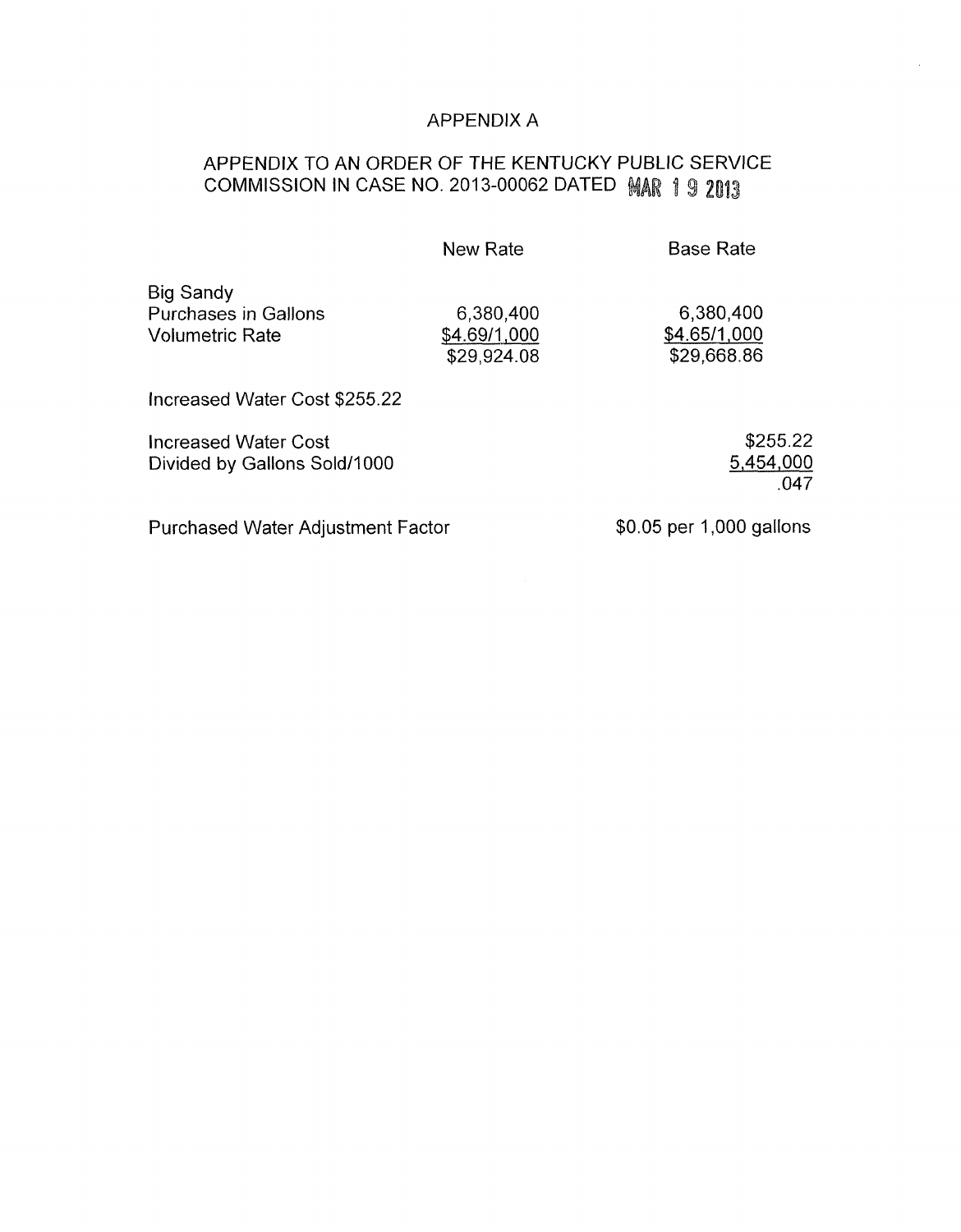# APPENDIX A

## APPENDIX TO AN ORDER OF THE KENTUCKY PUBLIC SERVICE COMMISSION IN CASE NO. 2013-00062 DATED MAR 19 2013

| | New Rate | Base Rate |
|---|---|---|
| Big Sandy | | |
| Purchases in Gallons | 6,380,400 | 6,380,400 |
| Volumetric Rate | $4.69/1,000 | $4.65/1,000 |
| | $29,924.08 | $29,668.86 |

Increased Water Cost $255.22

| | |
|---|---|
| Increased Water Cost | $255.22 |
| Divided by Gallons Sold/1000 | 5,454,000 |
| | .047 |

Purchased Water Adjustment Factor $0.05 per 1,000 gallons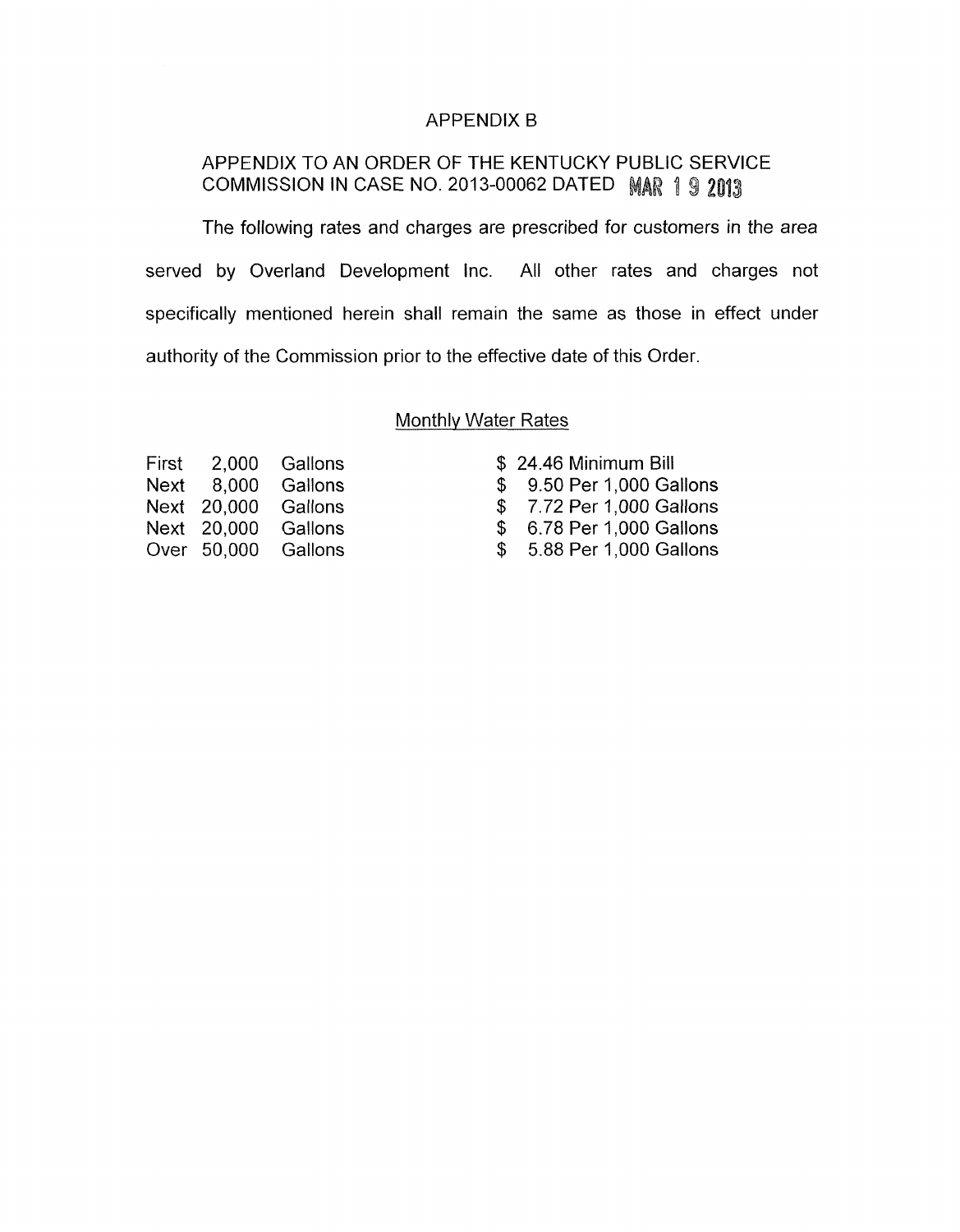# APPENDIX B

## APPENDIX TO AN ORDER OF THE KENTUCKY PUBLIC SERVICE COMMISSION IN CASE NO. 2013-00062 DATED MAR 19 2013

The following rates and charges are prescribed for customers in the area served by Overland Development Inc. All other rates and charges not specifically mentioned herein shall remain the same as those in effect under authority of the Commission prior to the effective date of this Order.

### Monthly Water Rates

| | | | |
|---|---|---|---|
| First | 2,000 | Gallons | $ 24.46 Minimum Bill |
| Next | 8,000 | Gallons | $ 9.50 Per 1,000 Gallons |
| Next | 20,000 | Gallons | $ 7.72 Per 1,000 Gallons |
| Next | 20,000 | Gallons | $ 6.78 Per 1,000 Gallons |
| Over | 50,000 | Gallons | $ 5.88 Per 1,000 Gallons |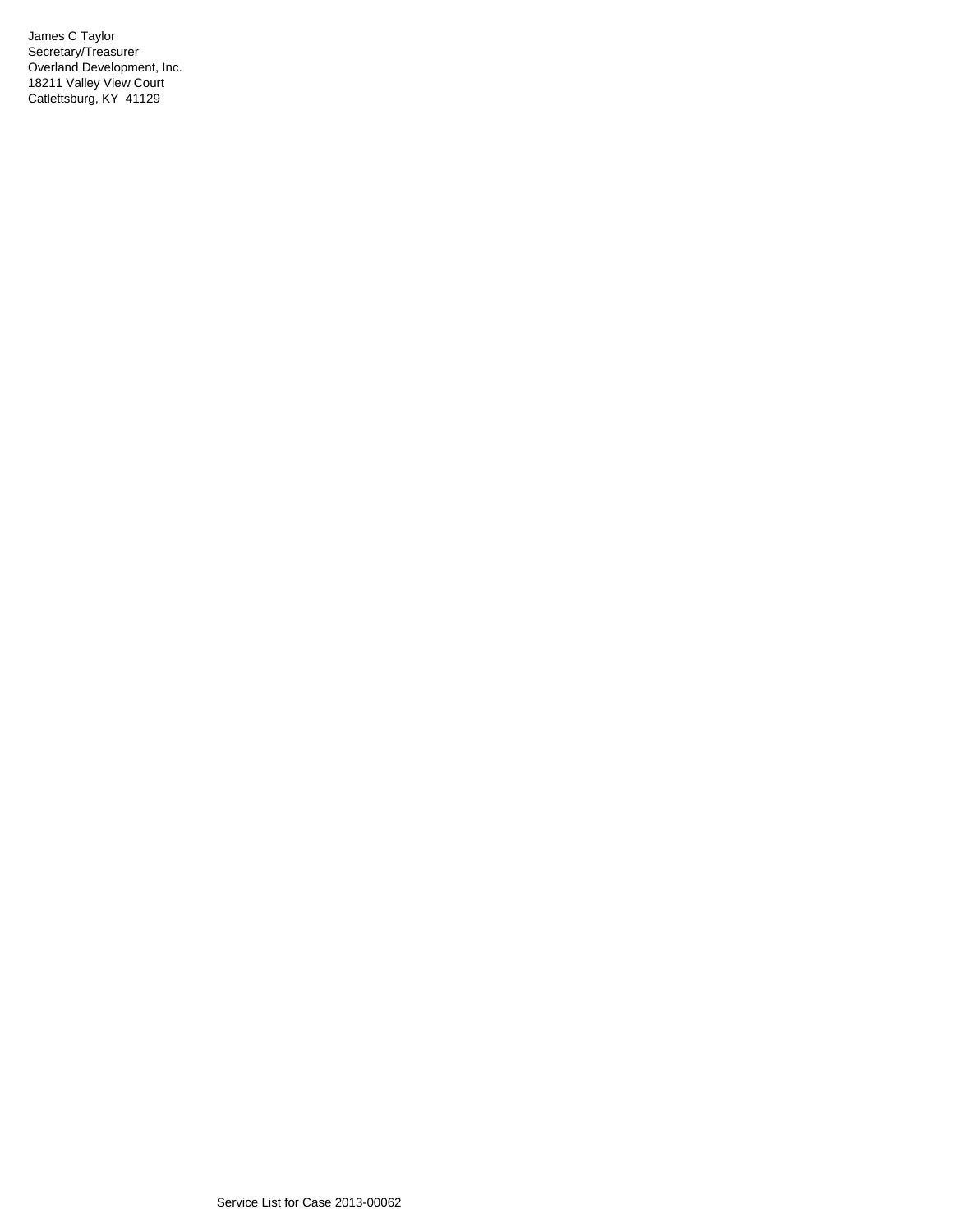James C Taylor
Secretary/Treasurer
Overland Development, Inc.
18211 Valley View Court
Catlettsburg, KY  41129

Service List for Case 2013-00062